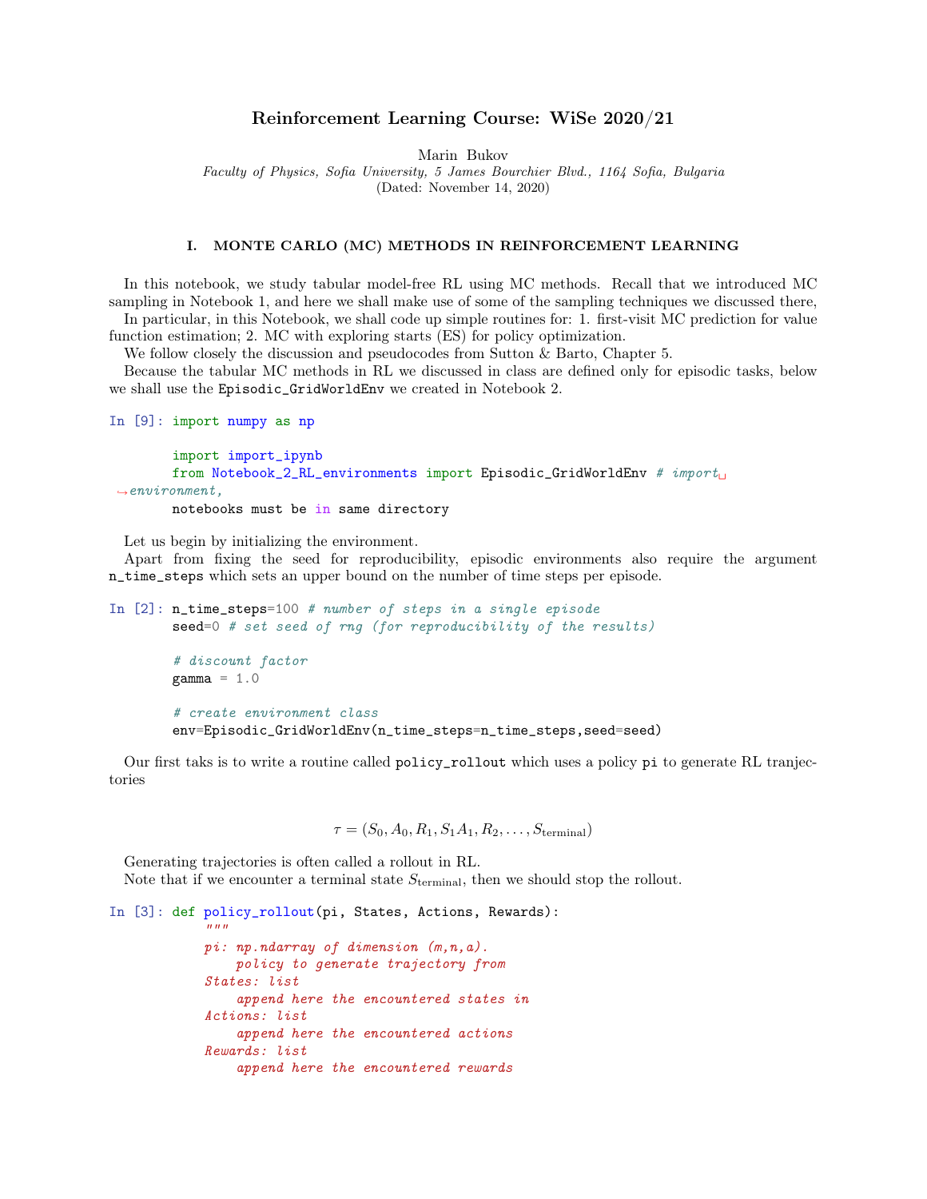# Reinforcement Learning Course: WiSe 2020/21

Marin Bukov

*Faculty of Physics, Sofia University, 5 James Bourchier Blvd., 1164 Sofia, Bulgaria*

(Dated: November 14, 2020)

## I. MONTE CARLO (MC) METHODS IN REINFORCEMENT LEARNING

In this notebook, we study tabular model-free RL using MC methods. Recall that we introduced MC sampling in Notebook 1, and here we shall make use of some of the sampling techniques we discussed there,

In particular, in this Notebook, we shall code up simple routines for: 1. first-visit MC prediction for value function estimation; 2. MC with exploring starts (ES) for policy optimization.

We follow closely the discussion and pseudocodes from Sutton & Barto, Chapter 5.

Because the tabular MC methods in RL we discussed in class are defined only for episodic tasks, below we shall use the `Episodic_GridWorldEnv` we created in Notebook 2.

```
In [9]: import numpy as np

        import import_ipynb
        from Notebook_2_RL_environments import Episodic_GridWorldEnv # import␣
 ↪environment,
        notebooks must be in same directory
```

Let us begin by initializing the environment.

Apart from fixing the seed for reproducibility, episodic environments also require the argument `n_time_steps` which sets an upper bound on the number of time steps per episode.

```
In [2]: n_time_steps=100 # number of steps in a single episode
        seed=0 # set seed of rng (for reproducibility of the results)

        # discount factor
        gamma = 1.0

        # create environment class
        env=Episodic_GridWorldEnv(n_time_steps=n_time_steps,seed=seed)
```

Our first taks is to write a routine called `policy_rollout` which uses a policy `pi` to generate RL tranjectories

$$\tau = (S_0, A_0, R_1, S_1 A_1, R_2, \ldots, S_{\text{terminal}})$$

Generating trajectories is often called a rollout in RL.

Note that if we encounter a terminal state $S_{\text{terminal}}$, then we should stop the rollout.

```
In [3]: def policy_rollout(pi, States, Actions, Rewards):
            """
            pi: np.ndarray of dimension (m,n,a).
                policy to generate trajectory from
            States: list
                append here the encountered states in
            Actions: list
                append here the encountered actions
            Rewards: list
                append here the encountered rewards
```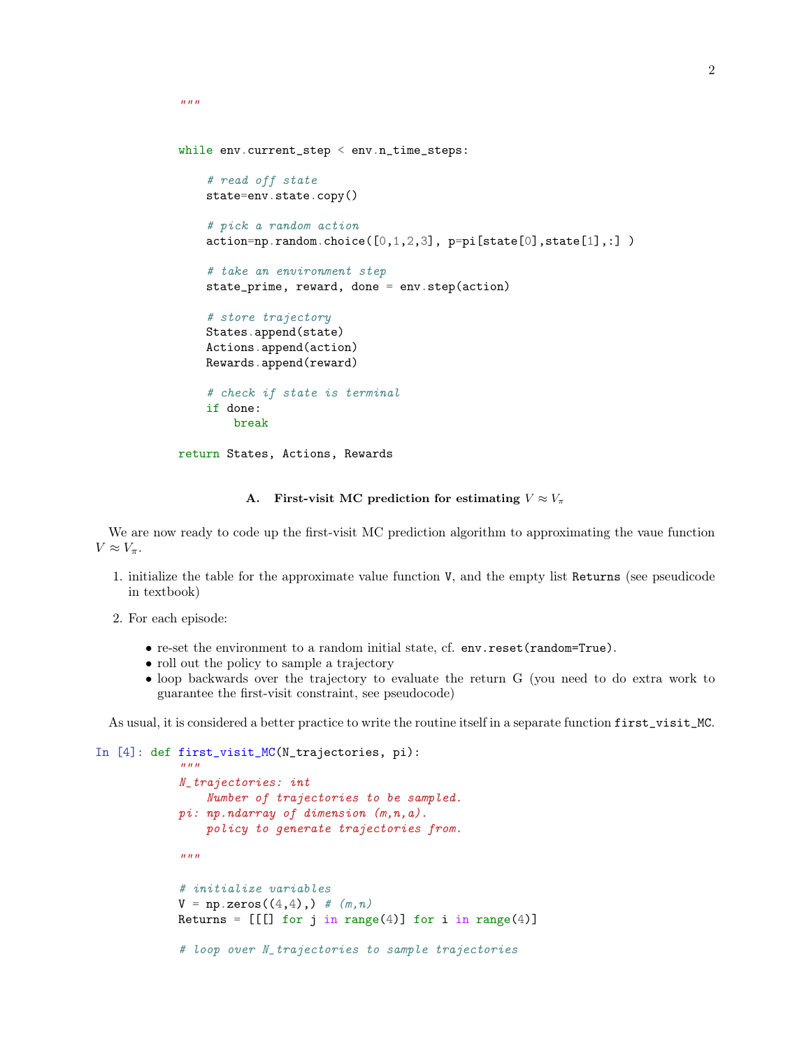```python
    """

    while env.current_step < env.n_time_steps:

        # read off state
        state=env.state.copy()

        # pick a random action
        action=np.random.choice([0,1,2,3], p=pi[state[0],state[1],:] )

        # take an environment step
        state_prime, reward, done = env.step(action)

        # store trajectory
        States.append(state)
        Actions.append(action)
        Rewards.append(reward)

        # check if state is terminal
        if done:
            break

    return States, Actions, Rewards
```

### A. First-visit MC prediction for estimating $V \approx V_\pi$

We are now ready to code up the first-visit MC prediction algorithm to approximating the vaue function $V \approx V_\pi$.

1. initialize the table for the approximate value function `V`, and the empty list `Returns` (see pseudocode in textbook)

2. For each episode:
   - re-set the environment to a random initial state, cf. `env.reset(random=True)`.
   - roll out the policy to sample a trajectory
   - loop backwards over the trajectory to evaluate the return G (you need to do extra work to guarantee the first-visit constraint, see pseudocode)

As usual, it is considered a better practice to write the routine itself in a separate function `first_visit_MC`.

In [4]:
```python
def first_visit_MC(N_trajectories, pi):
    """
    N_trajectories: int
        Number of trajectories to be sampled.
    pi: np.ndarray of dimension (m,n,a).
        policy to generate trajectories from.

    """

    # initialize variables
    V = np.zeros((4,4),) # (m,n)
    Returns = [[[] for j in range(4)] for i in range(4)]

    # loop over N_trajectories to sample trajectories
```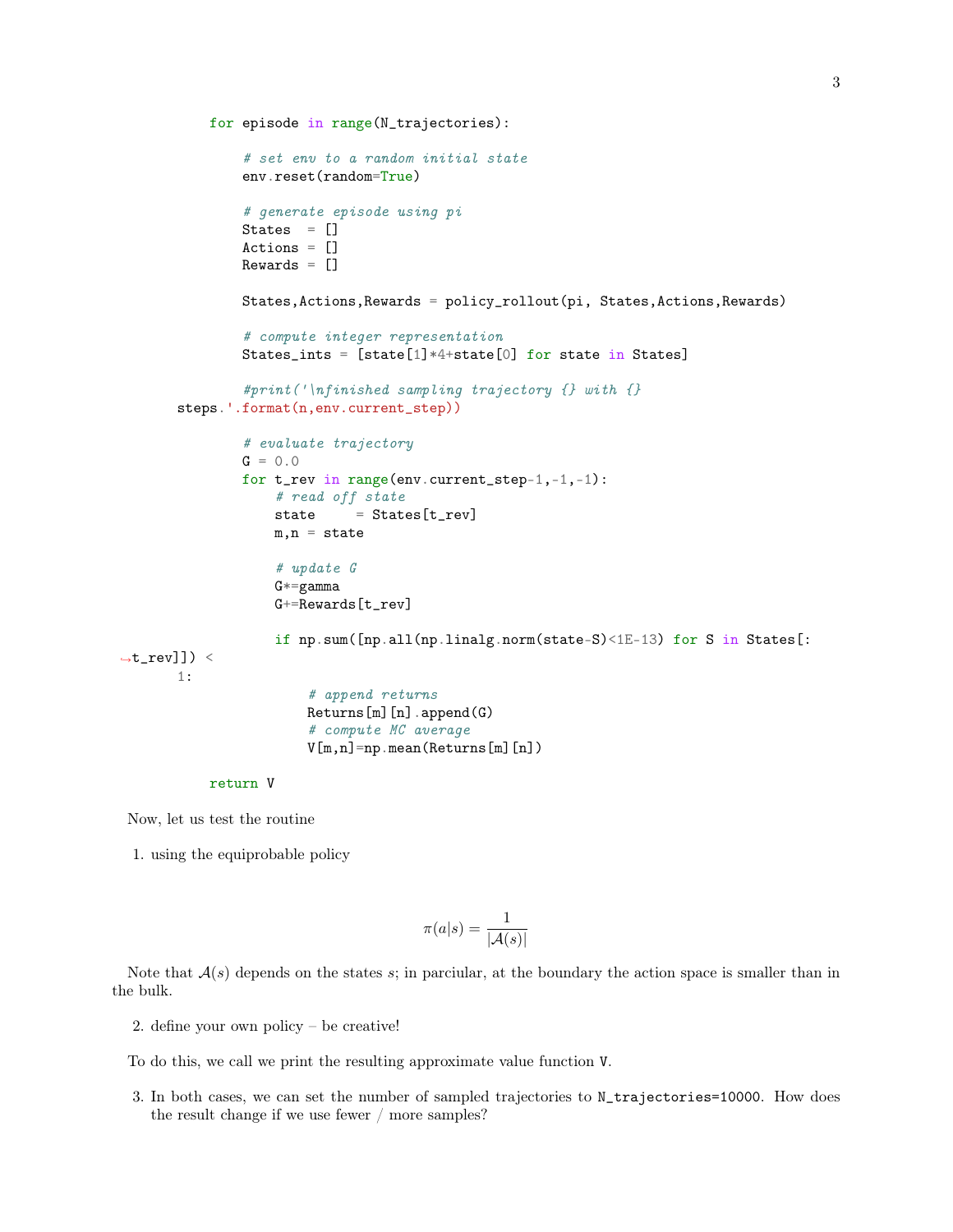```python
    for episode in range(N_trajectories):

        # set env to a random initial state
        env.reset(random=True)

        # generate episode using pi
        States  = []
        Actions = []
        Rewards = []

        States,Actions,Rewards = policy_rollout(pi, States,Actions,Rewards)

        # compute integer representation
        States_ints = [state[1]*4+state[0] for state in States]

        #print('\nfinished sampling trajectory {} with {}
steps.'.format(n,env.current_step))

        # evaluate trajectory
        G = 0.0
        for t_rev in range(env.current_step-1,-1,-1):
            # read off state
            state     = States[t_rev]
            m,n = state

            # update G
            G*=gamma
            G+=Rewards[t_rev]

            if np.sum([np.all(np.linalg.norm(state-S)<1E-13) for S in States[:
↪t_rev]]) <
1:
                # append returns
                Returns[m][n].append(G)
                # compute MC average
                V[m,n]=np.mean(Returns[m][n])

    return V
```

Now, let us test the routine

1. using the equiprobable policy

$$\pi(a|s) = \frac{1}{|\mathcal{A}(s)|}$$

Note that $\mathcal{A}(s)$ depends on the states $s$; in parciular, at the boundary the action space is smaller than in the bulk.

2. define your own policy – be creative!

To do this, we call we print the resulting approximate value function `V`.

3. In both cases, we can set the number of sampled trajectories to `N_trajectories=10000`. How does the result change if we use fewer / more samples?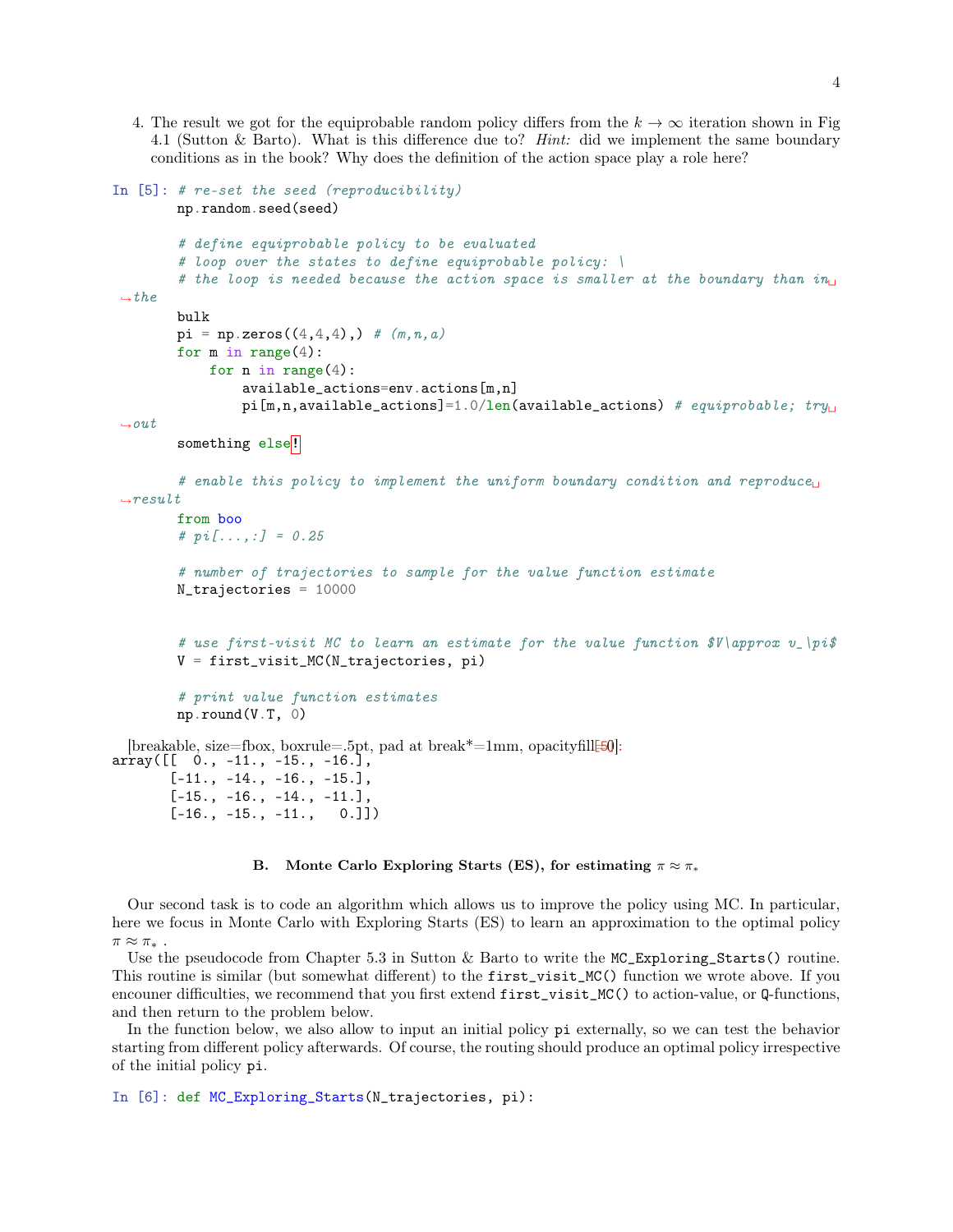4. The result we got for the equiprobable random policy differs from the $k \to \infty$ iteration shown in Fig 4.1 (Sutton & Barto). What is this difference due to? *Hint:* did we implement the same boundary conditions as in the book? Why does the definition of the action space play a role here?

In [5]:
```
# re-set the seed (reproducibility)
np.random.seed(seed)

# define equiprobable policy to be evaluated
# loop over the states to define equiprobable policy: \
# the loop is needed because the action space is smaller at the boundary than in the bulk
pi = np.zeros((4,4,4),) # (m,n,a)
for m in range(4):
    for n in range(4):
        available_actions=env.actions[m,n]
        pi[m,n,available_actions]=1.0/len(available_actions) # equiprobable; try out something else!

# enable this policy to implement the uniform boundary condition and reproduce result
from boo
# pi[...,:] = 0.25

# number of trajectories to sample for the value function estimate
N_trajectories = 10000


# use first-visit MC to learn an estimate for the value function $V\approx v_\pi$
V = first_visit_MC(N_trajectories, pi)

# print value function estimates
np.round(V.T, 0)
```

[breakable, size=fbox, boxrule=.5pt, pad at break*=1mm, opacityfill=0][5]:
```
array([[  0., -11., -15., -16.],
       [-11., -14., -16., -15.],
       [-15., -16., -14., -11.],
       [-16., -15., -11.,   0.]])
```

### B. Monte Carlo Exploring Starts (ES), for estimating $\pi \approx \pi_*$

Our second task is to code an algorithm which allows us to improve the policy using MC. In particular, here we focus in Monte Carlo with Exploring Starts (ES) to learn an approximation to the optimal policy $\pi \approx \pi_*$ .

Use the pseudocode from Chapter 5.3 in Sutton & Barto to write the `MC_Exploring_Starts()` routine. This routine is similar (but somewhat different) to the `first_visit_MC()` function we wrote above. If you encouner difficulties, we recommend that you first extend `first_visit_MC()` to action-value, or `Q`-functions, and then return to the problem below.

In the function below, we also allow to input an initial policy `pi` externally, so we can test the behavior starting from different policy afterwards. Of course, the routing should produce an optimal policy irrespective of the initial policy `pi`.

In [6]:
```
def MC_Exploring_Starts(N_trajectories, pi):
```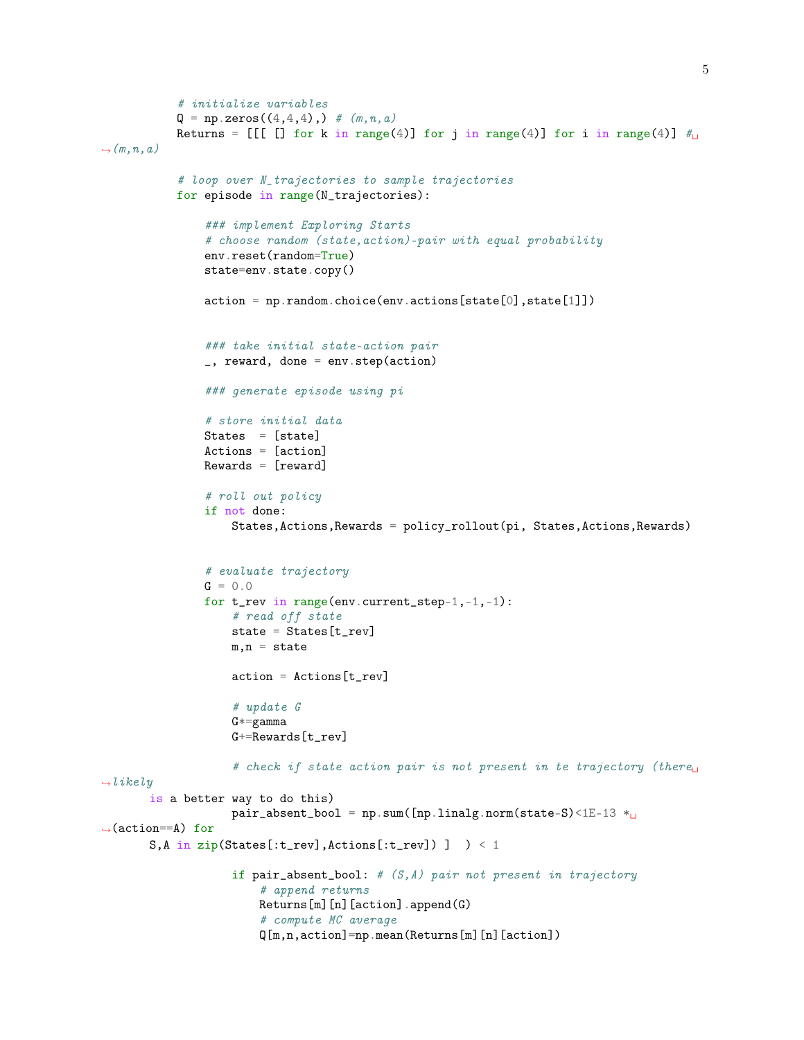```python
        # initialize variables
        Q = np.zeros((4,4,4),) # (m,n,a)
        Returns = [[[ [] for k in range(4)] for j in range(4)] for i in range(4)] #␣
↪(m,n,a)

        # loop over N_trajectories to sample trajectories
        for episode in range(N_trajectories):

            ### implement Exploring Starts
            # choose random (state,action)-pair with equal probability
            env.reset(random=True)
            state=env.state.copy()

            action = np.random.choice(env.actions[state[0],state[1]])


            ### take initial state-action pair
            _, reward, done = env.step(action)

            ### generate episode using pi

            # store initial data
            States  = [state]
            Actions = [action]
            Rewards = [reward]

            # roll out policy
            if not done:
                States,Actions,Rewards = policy_rollout(pi, States,Actions,Rewards)


            # evaluate trajectory
            G = 0.0
            for t_rev in range(env.current_step-1,-1,-1):
                # read off state
                state = States[t_rev]
                m,n = state

                action = Actions[t_rev]

                # update G
                G*=gamma
                G+=Rewards[t_rev]

                # check if state action pair is not present in te trajectory (there␣
↪likely
    is a better way to do this)
                pair_absent_bool = np.sum([np.linalg.norm(state-S)<1E-13 *␣
↪(action==A) for
    S,A in zip(States[:t_rev],Actions[:t_rev]) ]  ) < 1

                if pair_absent_bool: # (S,A) pair not present in trajectory
                    # append returns
                    Returns[m][n][action].append(G)
                    # compute MC average
                    Q[m,n,action]=np.mean(Returns[m][n][action])
```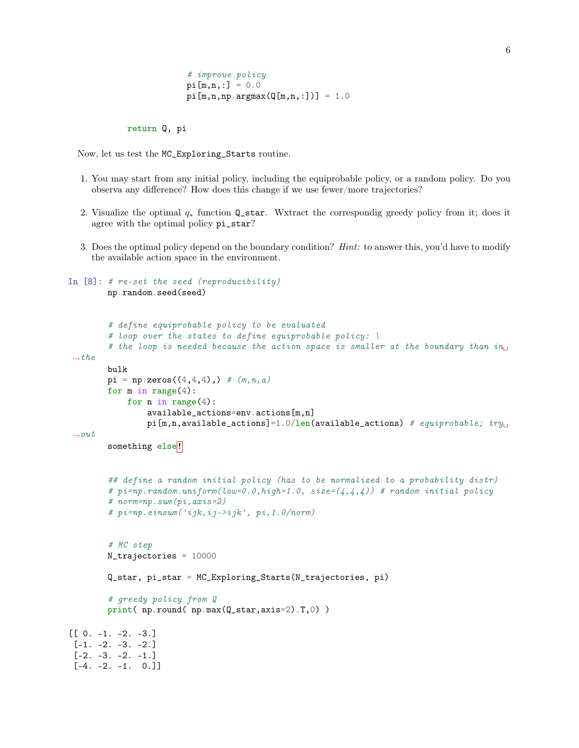```python
                    # improve policy
                    pi[m,n,:] = 0.0
                    pi[m,n,np.argmax(Q[m,n,:])] = 1.0


        return Q, pi
```

Now, let us test the `MC_Exploring_Starts` routine.

1. You may start from any initial policy, including the equiprobable policy, or a random policy. Do you observa any difference? How does this change if we use fewer/more trajectories?

2. Visualize the optimal $q_*$ function `Q_star`. Wxtract the correspondig greedy policy from it; does it agree with the optimal policy `pi_star`?

3. Does the optimal policy depend on the boundary condition? *Hint:* to answer this, you'd have to modify the available action space in the environment.

In [8]:
```python
# re-set the seed (reproducibility)
np.random.seed(seed)


# define equiprobable policy to be evaluated
# loop over the states to define equiprobable policy: \
# the loop is needed because the action space is smaller at the boundary than in the bulk
pi = np.zeros((4,4,4),) # (m,n,a)
for m in range(4):
    for n in range(4):
        available_actions=env.actions[m,n]
        pi[m,n,available_actions]=1.0/len(available_actions) # equiprobable; try out something else!


## define a random initial policy (has to be normalized to a probability distr)
# pi=np.random.uniform(low=0.0,high=1.0, size=(4,4,4)) # random initial policy
# norm=np.sum(pi,axis=2)
# pi=np.einsum('ijk,ij->ijk', pi,1.0/norm)


# MC step
N_trajectories = 10000

Q_star, pi_star = MC_Exploring_Starts(N_trajectories, pi)

# greedy policy from Q
print( np.round( np.max(Q_star,axis=2).T,0) )
```

```
[[ 0. -1. -2. -3.]
 [-1. -2. -3. -2.]
 [-2. -3. -2. -1.]
 [-4. -2. -1.  0.]]
```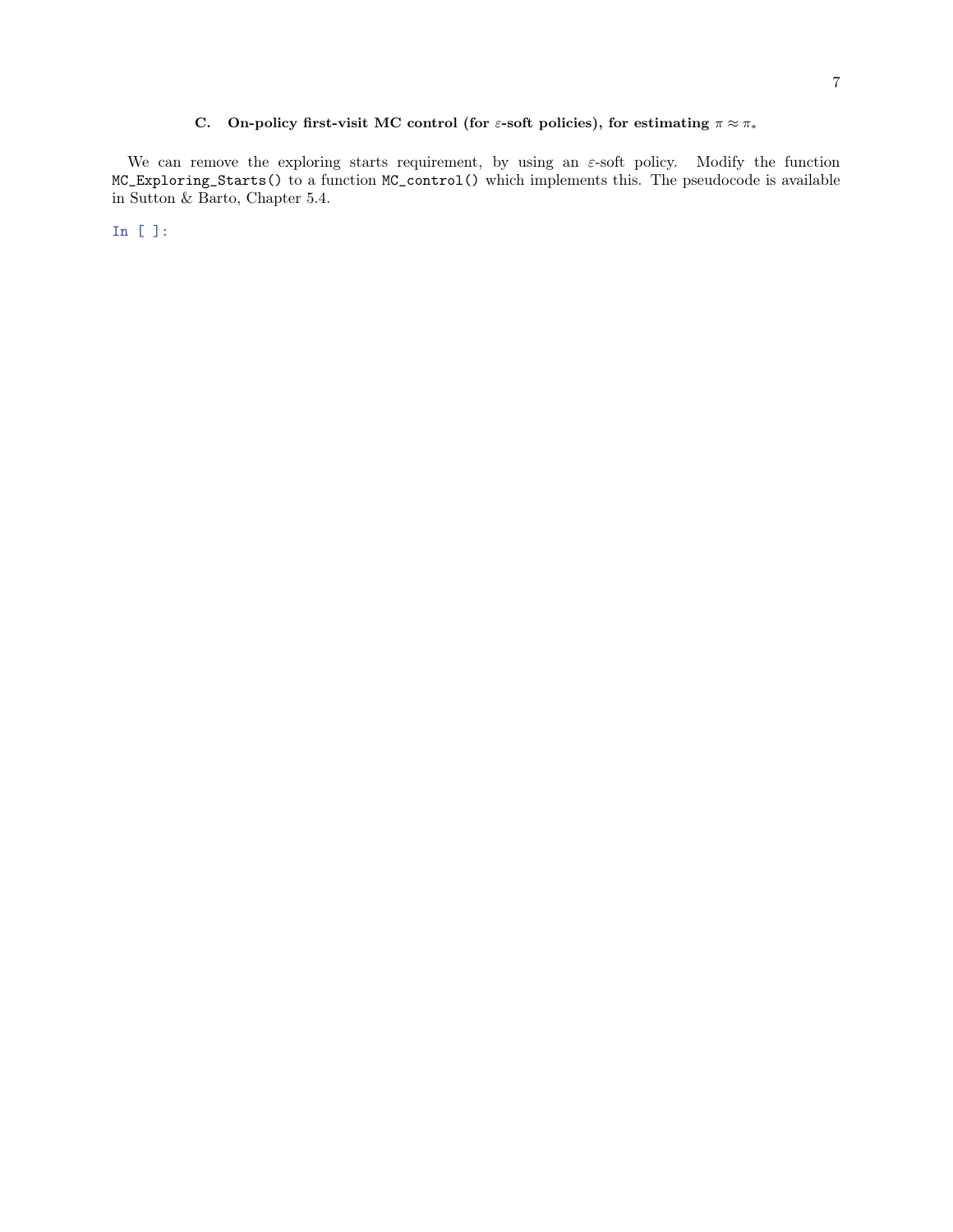### C. On-policy first-visit MC control (for $\varepsilon$-soft policies), for estimating $\pi \approx \pi_*$

We can remove the exploring starts requirement, by using an $\varepsilon$-soft policy. Modify the function `MC_Exploring_Starts()` to a function `MC_control()` which implements this. The pseudocode is available in Sutton & Barto, Chapter 5.4.

In [ ]: